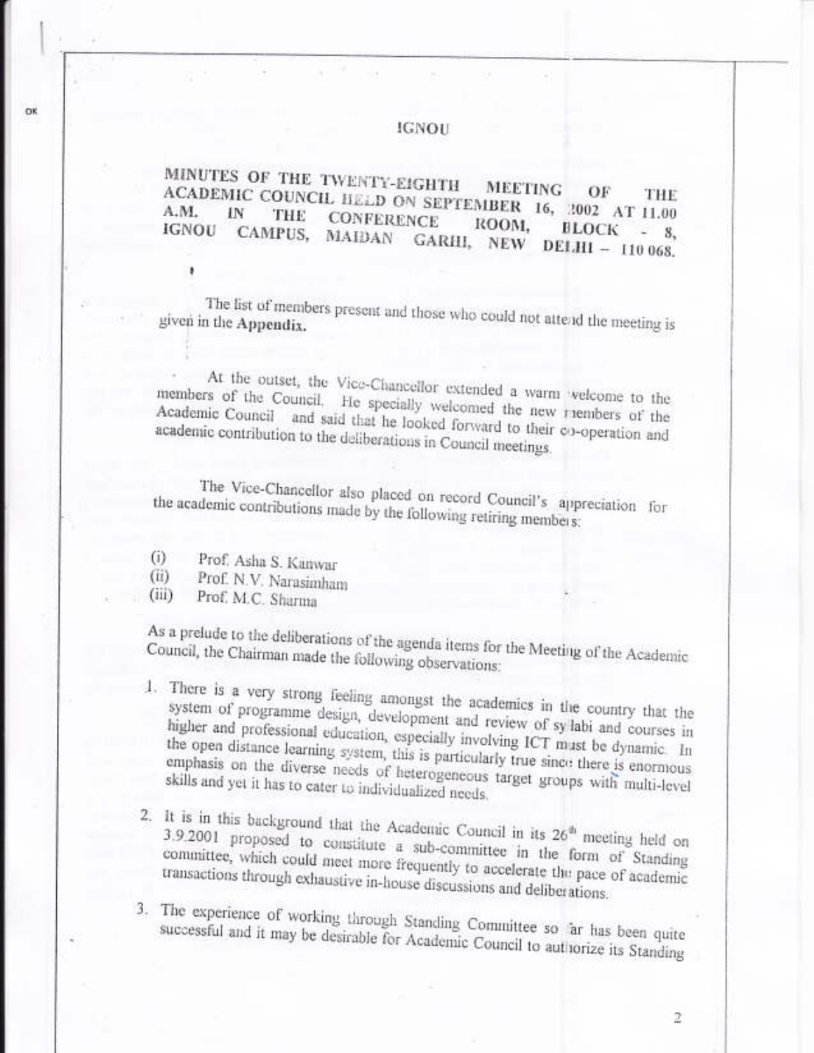# IGNOU

## MINUTES OF THE TWENTY-EIGHTH MEETING OF THE ACADEMIC COUNCIL HELD ON SEPTEMBER 16, 2002 AT 11.00 A.M. IN THE CONFERENCE ROOM, BLOCK - 8, IGNOU CAMPUS, MAIDAN GARHI, NEW DELHI – 110 068.

The list of members present and those who could not attend the meeting is given in the **Appendix.**

At the outset, the Vice-Chancellor extended a warm welcome to the members of the Council. He specially welcomed the new members of the Academic Council and said that he looked forward to their co-operation and academic contribution to the deliberations in Council meetings.

The Vice-Chancellor also placed on record Council's appreciation for the academic contributions made by the following retiring members:

(i) Prof. Asha S. Kanwar
(ii) Prof. N.V. Narasimham
(iii) Prof. M.C. Sharma

As a prelude to the deliberations of the agenda items for the Meeting of the Academic Council, the Chairman made the following observations:

1. There is a very strong feeling amongst the academics in the country that the system of programme design, development and review of syllabi and courses in higher and professional education, especially involving ICT must be dynamic. In the open distance learning system, this is particularly true since there is enormous emphasis on the diverse needs of heterogeneous target groups with multi-level skills and yet it has to cater to individualized needs.

2. It is in this background that the Academic Council in its 26th meeting held on 3.9.2001 proposed to constitute a sub-committee in the form of Standing committee, which could meet more frequently to accelerate the pace of academic transactions through exhaustive in-house discussions and deliberations.

3. The experience of working through Standing Committee so far has been quite successful and it may be desirable for Academic Council to authorize its Standing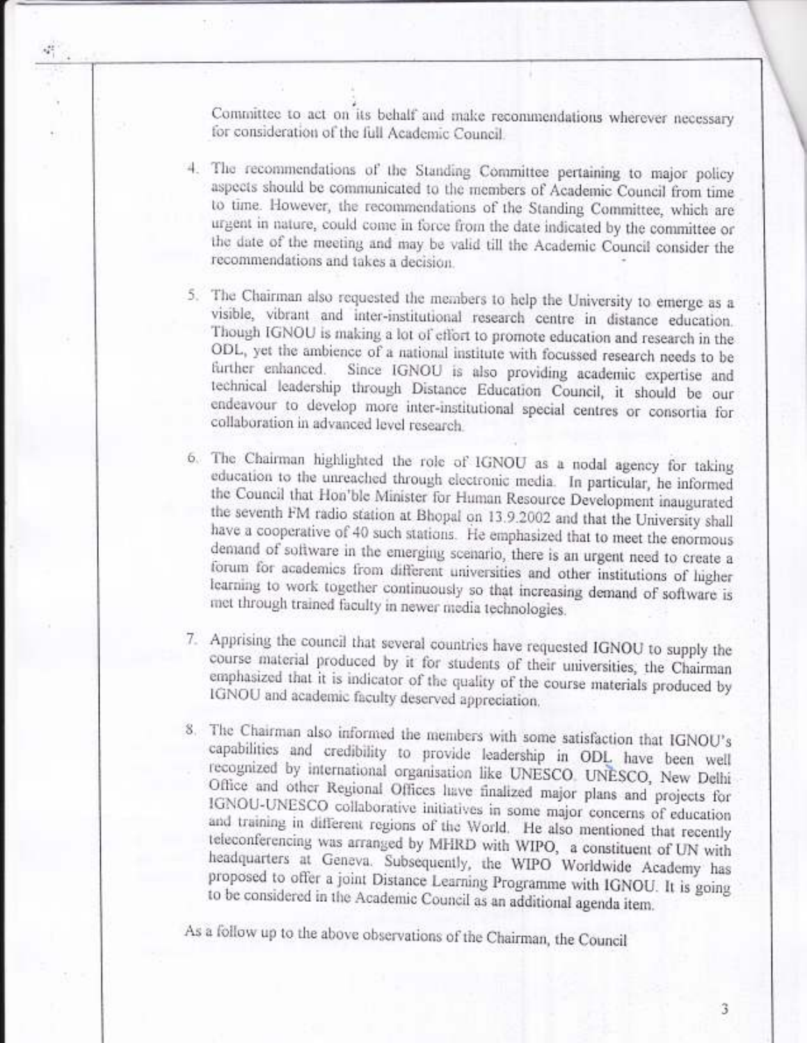Committee to act on its behalf and make recommendations wherever necessary for consideration of the full Academic Council.

4. The recommendations of the Standing Committee pertaining to major policy aspects should be communicated to the members of Academic Council from time to time. However, the recommendations of the Standing Committee, which are urgent in nature, could come in force from the date indicated by the committee or the date of the meeting and may be valid till the Academic Council consider the recommendations and takes a decision.

5. The Chairman also requested the members to help the University to emerge as a visible, vibrant and inter-institutional research centre in distance education. Though IGNOU is making a lot of effort to promote education and research in the ODL, yet the ambience of a national institute with focussed research needs to be further enhanced. Since IGNOU is also providing academic expertise and technical leadership through Distance Education Council, it should be our endeavour to develop more inter-institutional special centres or consortia for collaboration in advanced level research.

6. The Chairman highlighted the role of IGNOU as a nodal agency for taking education to the unreached through electronic media. In particular, he informed the Council that Hon'ble Minister for Human Resource Development inaugurated the seventh FM radio station at Bhopal on 13.9.2002 and that the University shall have a cooperative of 40 such stations. He emphasized that to meet the enormous demand of software in the emerging scenario, there is an urgent need to create a forum for academics from different universities and other institutions of higher learning to work together continuously so that increasing demand of software is met through trained faculty in newer media technologies.

7. Apprising the council that several countries have requested IGNOU to supply the course material produced by it for students of their universities, the Chairman emphasized that it is indicator of the quality of the course materials produced by IGNOU and academic faculty deserved appreciation.

8. The Chairman also informed the members with some satisfaction that IGNOU's capabilities and credibility to provide leadership in ODL have been well recognized by international organisation like UNESCO. UNESCO, New Delhi Office and other Regional Offices have finalized major plans and projects for IGNOU-UNESCO collaborative initiatives in some major concerns of education and training in different regions of the World. He also mentioned that recently teleconferencing was arranged by MHRD with WIPO, a constituent of UN with headquarters at Geneva. Subsequently, the WIPO Worldwide Academy has proposed to offer a joint Distance Learning Programme with IGNOU. It is going to be considered in the Academic Council as an additional agenda item.

As a follow up to the above observations of the Chairman, the Council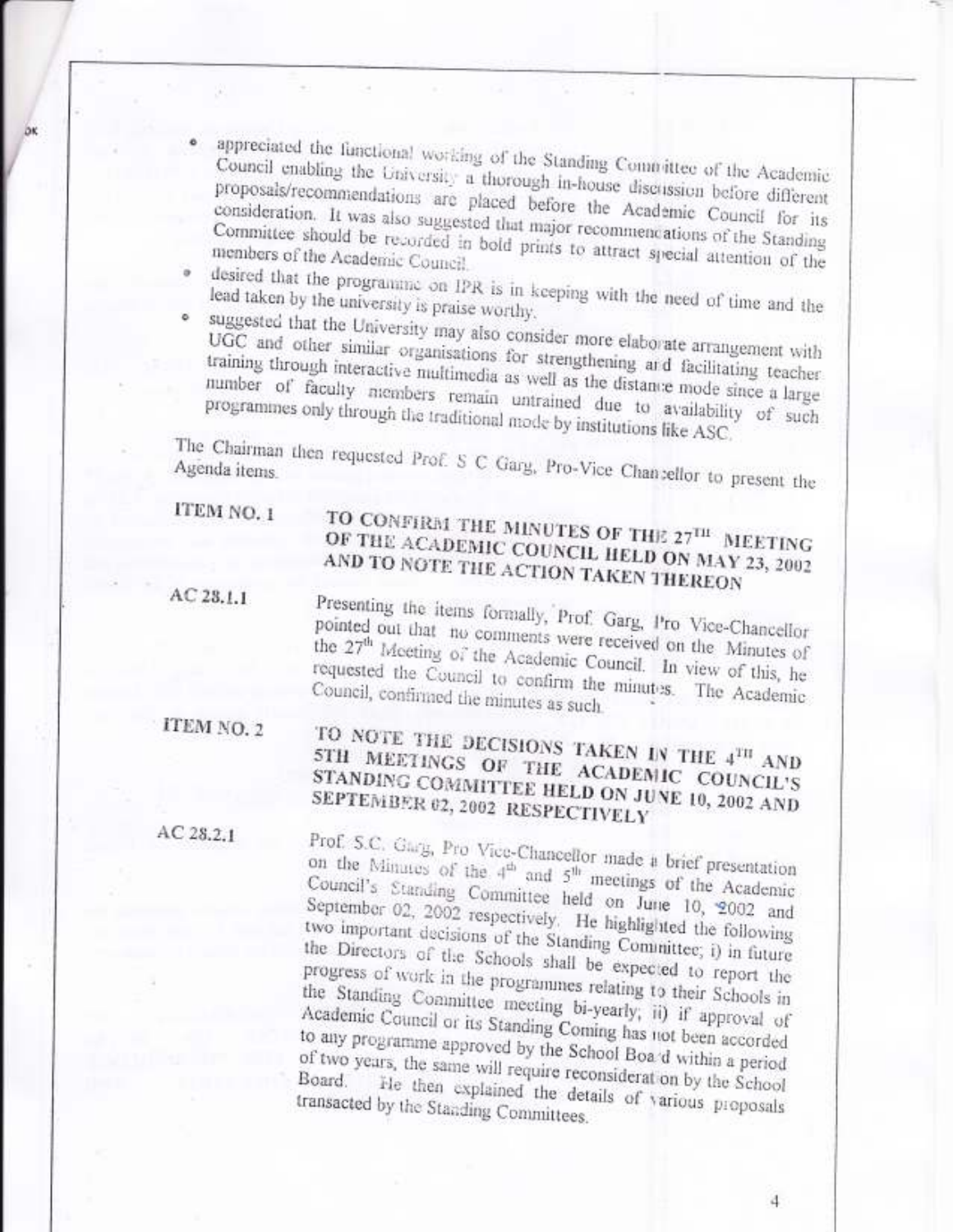- appreciated the functional working of the Standing Committee of the Academic Council enabling the University a thorough in-house discussion before different proposals/recommendations are placed before the Academic Council for its consideration. It was also suggested that major recommendations of the Standing Committee should be recorded in bold prints to attract special attention of the members of the Academic Council.
- desired that the programme on IPR is in keeping with the need of time and the lead taken by the university is praise worthy.
- suggested that the University may also consider more elaborate arrangement with UGC and other similar organisations for strengthening and facilitating teacher training through interactive multimedia as well as the distance mode since a large number of faculty members remain untrained due to availability of such programmes only through the traditional mode by institutions like ASC.

The Chairman then requested Prof. S C Garg, Pro-Vice Chancellor to present the Agenda items.

**ITEM NO. 1** **TO CONFIRM THE MINUTES OF THE 27TH MEETING OF THE ACADEMIC COUNCIL HELD ON MAY 23, 2002 AND TO NOTE THE ACTION TAKEN THEREON**

**AC 28.1.1** Presenting the items formally, Prof. Garg, Pro Vice-Chancellor pointed out that no comments were received on the Minutes of the 27th Meeting of the Academic Council. In view of this, he requested the Council to confirm the minutes. The Academic Council, confirmed the minutes as such.

**ITEM NO. 2** **TO NOTE THE DECISIONS TAKEN IN THE 4TH AND 5TH MEETINGS OF THE ACADEMIC COUNCIL'S STANDING COMMITTEE HELD ON JUNE 10, 2002 AND SEPTEMBER 02, 2002 RESPECTIVELY**

**AC 28.2.1** Prof. S.C. Garg, Pro Vice-Chancellor made a brief presentation on the Minutes of the 4th and 5th meetings of the Academic Council's Standing Committee held on June 10, 2002 and September 02, 2002 respectively. He highlighted the following two important decisions of the Standing Committee; i) in future the Directors of the Schools shall be expected to report the progress of work in the programmes relating to their Schools in the Standing Committee meeting bi-yearly; ii) if approval of Academic Council or its Standing Coming has not been accorded to any programme approved by the School Board within a period of two years, the same will require reconsideration by the School Board. He then explained the details of various proposals transacted by the Standing Committees.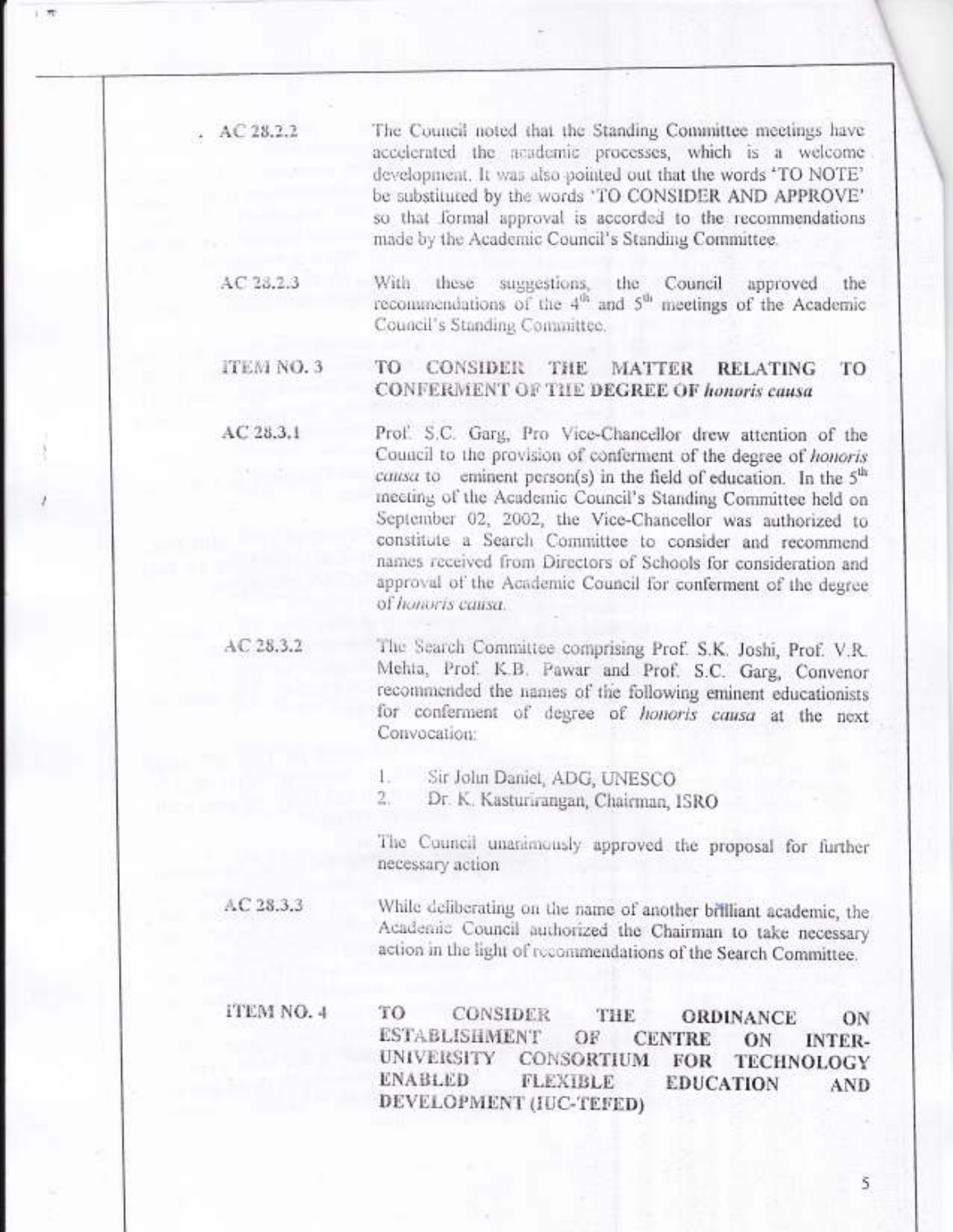AC 28.2.2 The Council noted that the Standing Committee meetings have accelerated the academic processes, which is a welcome development. It was also pointed out that the words 'TO NOTE' be substituted by the words 'TO CONSIDER AND APPROVE' so that formal approval is accorded to the recommendations made by the Academic Council's Standing Committee.

AC 28.2.3 With these suggestions, the Council approved the recommendations of the 4th and 5th meetings of the Academic Council's Standing Committee.

**ITEM NO. 3 TO CONSIDER THE MATTER RELATING TO CONFERMENT OF THE DEGREE OF *honoris causa***

AC 28.3.1 Prof. S.C. Garg, Pro Vice-Chancellor drew attention of the Council to the provision of conferment of the degree of *honoris causa* to eminent person(s) in the field of education. In the 5th meeting of the Academic Council's Standing Committee held on September 02, 2002, the Vice-Chancellor was authorized to constitute a Search Committee to consider and recommend names received from Directors of Schools for consideration and approval of the Academic Council for conferment of the degree of *honoris causa*.

AC 28.3.2 The Search Committee comprising Prof. S.K. Joshi, Prof. V.R. Mehta, Prof. K.B. Pawar and Prof. S.C. Garg, Convenor recommended the names of the following eminent educationists for conferment of degree of *honoris causa* at the next Convocation:

1. Sir John Daniel, ADG, UNESCO
2. Dr. K. Kasturirangan, Chairman, ISRO

The Council unanimously approved the proposal for further necessary action

AC 28.3.3 While deliberating on the name of another brilliant academic, the Academic Council authorized the Chairman to take necessary action in the light of recommendations of the Search Committee.

**ITEM NO. 4 TO CONSIDER THE ORDINANCE ON ESTABLISHMENT OF CENTRE ON INTER-UNIVERSITY CONSORTIUM FOR TECHNOLOGY ENABLED FLEXIBLE EDUCATION AND DEVELOPMENT (IUC-TEFED)**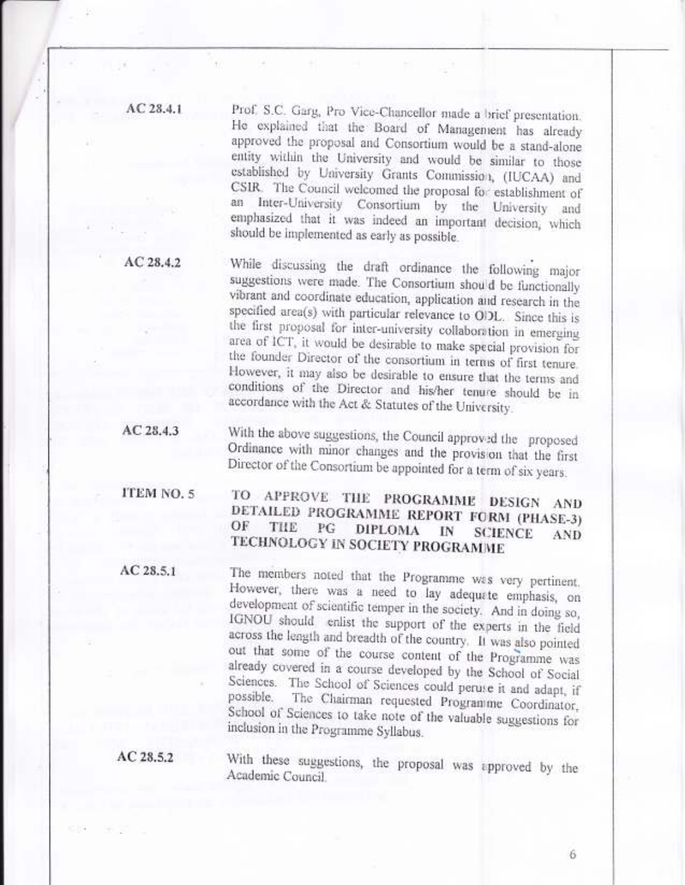**AC 28.4.1** Prof. S.C. Garg, Pro Vice-Chancellor made a brief presentation. He explained that the Board of Management has already approved the proposal and Consortium would be a stand-alone entity within the University and would be similar to those established by University Grants Commission, (IUCAA) and CSIR. The Council welcomed the proposal for establishment of an Inter-University Consortium by the University and emphasized that it was indeed an important decision, which should be implemented as early as possible.

**AC 28.4.2** While discussing the draft ordinance the following major suggestions were made. The Consortium should be functionally vibrant and coordinate education, application and research in the specified area(s) with particular relevance to ODL. Since this is the first proposal for inter-university collaboration in emerging area of ICT, it would be desirable to make special provision for the founder Director of the consortium in terms of first tenure. However, it may also be desirable to ensure that the terms and conditions of the Director and his/her tenure should be in accordance with the Act & Statutes of the University.

**AC 28.4.3** With the above suggestions, the Council approved the proposed Ordinance with minor changes and the provision that the first Director of the Consortium be appointed for a term of six years.

**ITEM NO. 5** **TO APPROVE THE PROGRAMME DESIGN AND DETAILED PROGRAMME REPORT FORM (PHASE-3) OF THE PG DIPLOMA IN SCIENCE AND TECHNOLOGY IN SOCIETY PROGRAMME**

**AC 28.5.1** The members noted that the Programme was very pertinent. However, there was a need to lay adequate emphasis, on development of scientific temper in the society. And in doing so, IGNOU should enlist the support of the experts in the field across the length and breadth of the country. It was also pointed out that some of the course content of the Programme was already covered in a course developed by the School of Social Sciences. The School of Sciences could peruse it and adapt, if possible. The Chairman requested Programme Coordinator, School of Sciences to take note of the valuable suggestions for inclusion in the Programme Syllabus.

**AC 28.5.2** With these suggestions, the proposal was approved by the Academic Council.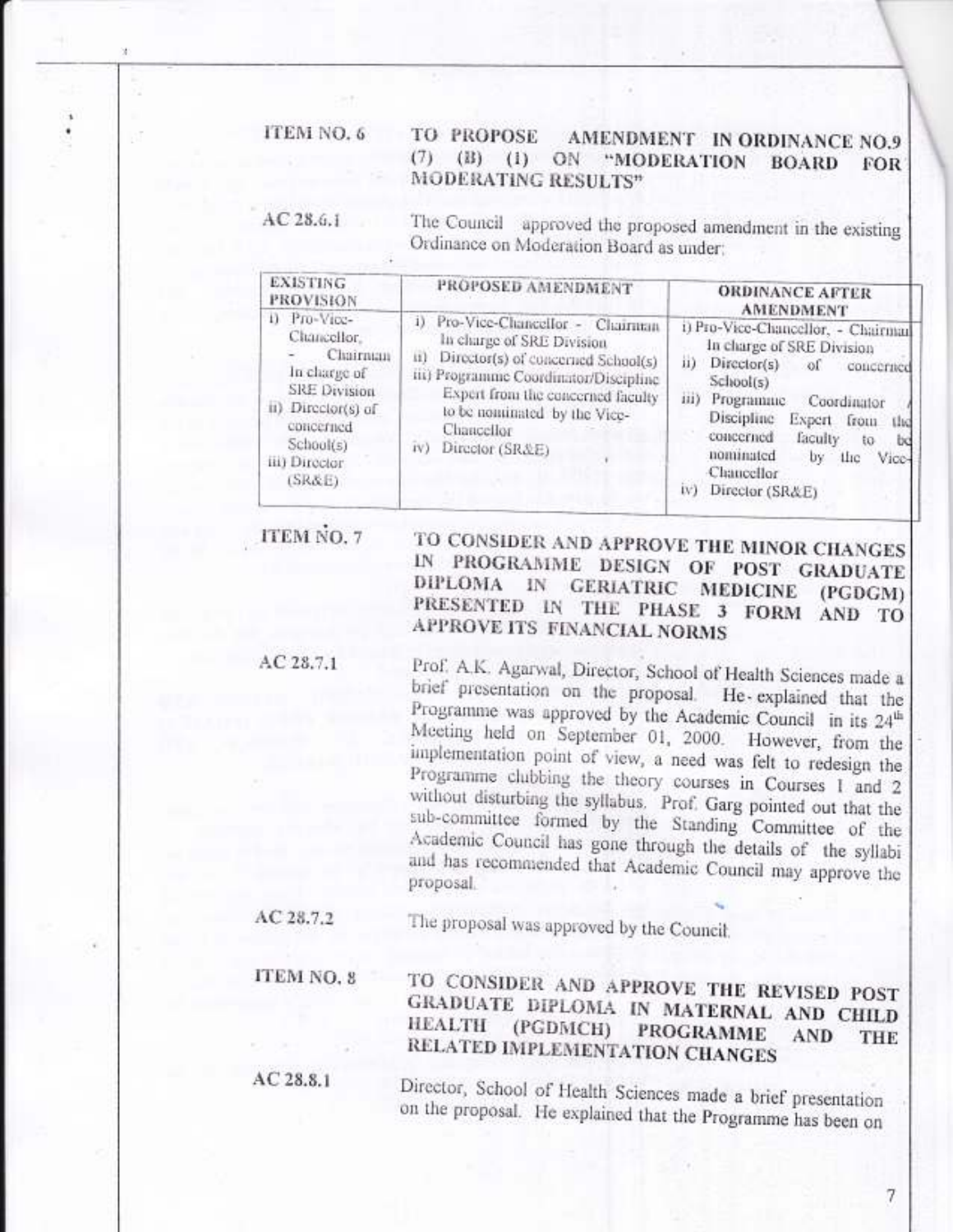**ITEM NO. 6** **TO PROPOSE AMENDMENT IN ORDINANCE NO.9 (7) (B) (1) ON "MODERATION BOARD FOR MODERATING RESULTS"**

AC 28.6.1 The Council approved the proposed amendment in the existing Ordinance on Moderation Board as under:

| EXISTING PROVISION | PROPOSED AMENDMENT | ORDINANCE AFTER AMENDMENT |
|---|---|---|
| i) Pro-Vice-Chancellor, - Chairman In charge of SRE Division<br>ii) Director(s) of concerned School(s)<br>iii) Director (SR&E) | i) Pro-Vice-Chancellor - Chairman In charge of SRE Division<br>ii) Director(s) of concerned School(s)<br>iii) Programme Coordinator/Discipline Expert from the concerned faculty to be nominated by the Vice-Chancellor<br>iv) Director (SR&E) | i) Pro-Vice-Chancellor, - Chairman In charge of SRE Division<br>ii) Director(s) of concerned School(s)<br>iii) Programme Coordinator / Discipline Expert from the concerned faculty to be nominated by the Vice-Chancellor<br>iv) Director (SR&E) |

**ITEM NO. 7** **TO CONSIDER AND APPROVE THE MINOR CHANGES IN PROGRAMME DESIGN OF POST GRADUATE DIPLOMA IN GERIATRIC MEDICINE (PGDGM) PRESENTED IN THE PHASE 3 FORM AND TO APPROVE ITS FINANCIAL NORMS**

AC 28.7.1 Prof. A.K. Agarwal, Director, School of Health Sciences made a brief presentation on the proposal. He explained that the Programme was approved by the Academic Council in its 24th Meeting held on September 01, 2000. However, from the implementation point of view, a need was felt to redesign the Programme clubbing the theory courses in Courses 1 and 2 without disturbing the syllabus. Prof. Garg pointed out that the sub-committee formed by the Standing Committee of the Academic Council has gone through the details of the syllabi and has recommended that Academic Council may approve the proposal.

AC 28.7.2 The proposal was approved by the Council.

**ITEM NO. 8** **TO CONSIDER AND APPROVE THE REVISED POST GRADUATE DIPLOMA IN MATERNAL AND CHILD HEALTH (PGDMCH) PROGRAMME AND THE RELATED IMPLEMENTATION CHANGES**

AC 28.8.1 Director, School of Health Sciences made a brief presentation on the proposal. He explained that the Programme has been on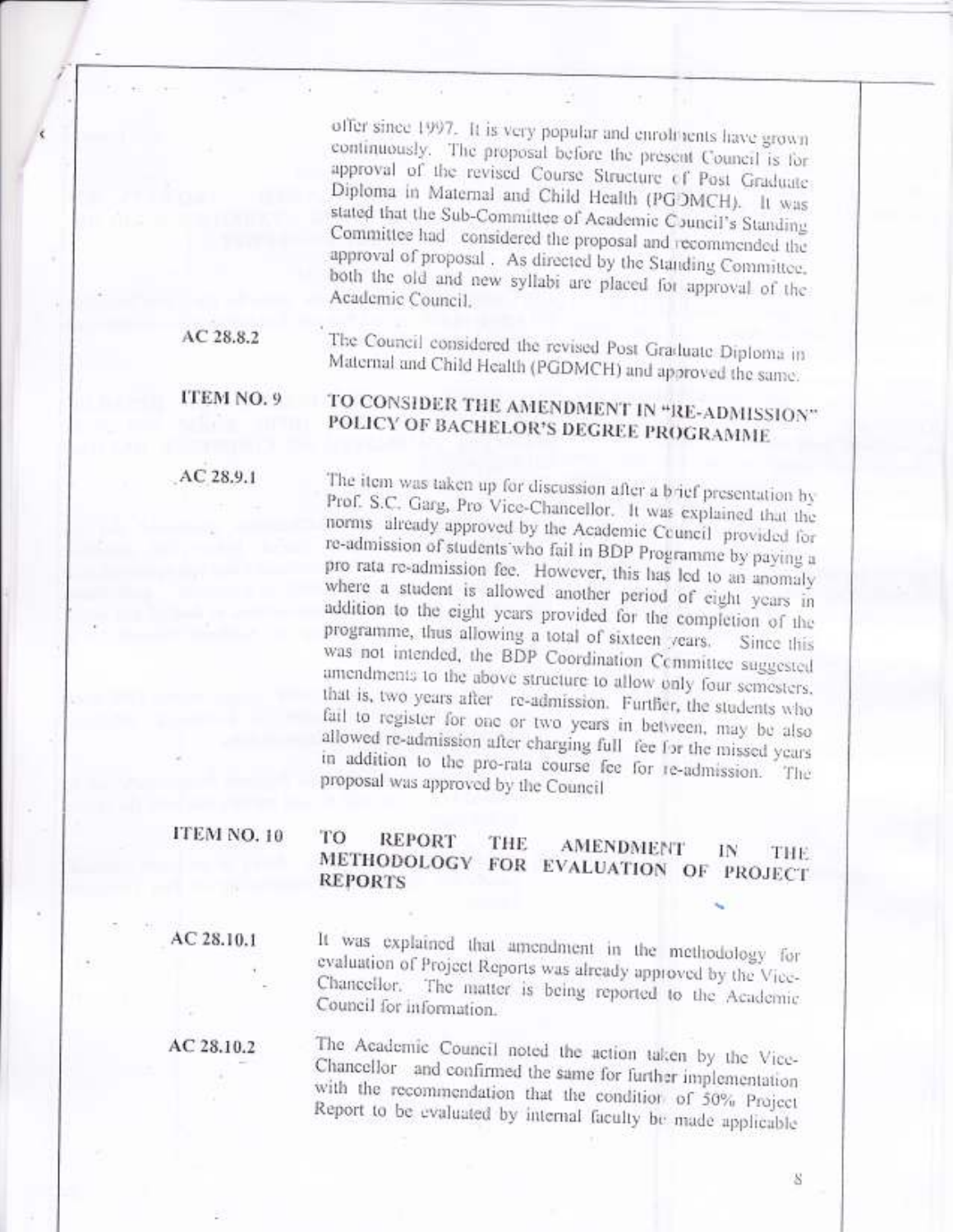offer since 1997. It is very popular and enrolments have grown continuously. The proposal before the present Council is for approval of the revised Course Structure of Post Graduate Diploma in Maternal and Child Health (PGDMCH). It was stated that the Sub-Committee of Academic Council's Standing Committee had considered the proposal and recommended the approval of proposal. As directed by the Standing Committee, both the old and new syllabi are placed for approval of the Academic Council.

**AC 28.8.2** The Council considered the revised Post Graduate Diploma in Maternal and Child Health (PGDMCH) and approved the same.

**ITEM NO. 9** **TO CONSIDER THE AMENDMENT IN "RE-ADMISSION" POLICY OF BACHELOR'S DEGREE PROGRAMME**

**AC 28.9.1** The item was taken up for discussion after a brief presentation by Prof. S.C. Garg, Pro Vice-Chancellor. It was explained that the norms already approved by the Academic Council provided for re-admission of students who fail in BDP Programme by paying a pro rata re-admission fee. However, this has led to an anomaly where a student is allowed another period of eight years in addition to the eight years provided for the completion of the programme, thus allowing a total of sixteen years. Since this was not intended, the BDP Coordination Committee suggested amendments to the above structure to allow only four semesters, that is, two years after re-admission. Further, the students who fail to register for one or two years in between, may be also allowed re-admission after charging full fee for the missed years in addition to the pro-rata course fee for re-admission. The proposal was approved by the Council

**ITEM NO. 10** **TO REPORT THE AMENDMENT IN THE METHODOLOGY FOR EVALUATION OF PROJECT REPORTS**

**AC 28.10.1** It was explained that amendment in the methodology for evaluation of Project Reports was already approved by the Vice-Chancellor. The matter is being reported to the Academic Council for information.

**AC 28.10.2** The Academic Council noted the action taken by the Vice-Chancellor and confirmed the same for further implementation with the recommendation that the condition of 50% Project Report to be evaluated by internal faculty be made applicable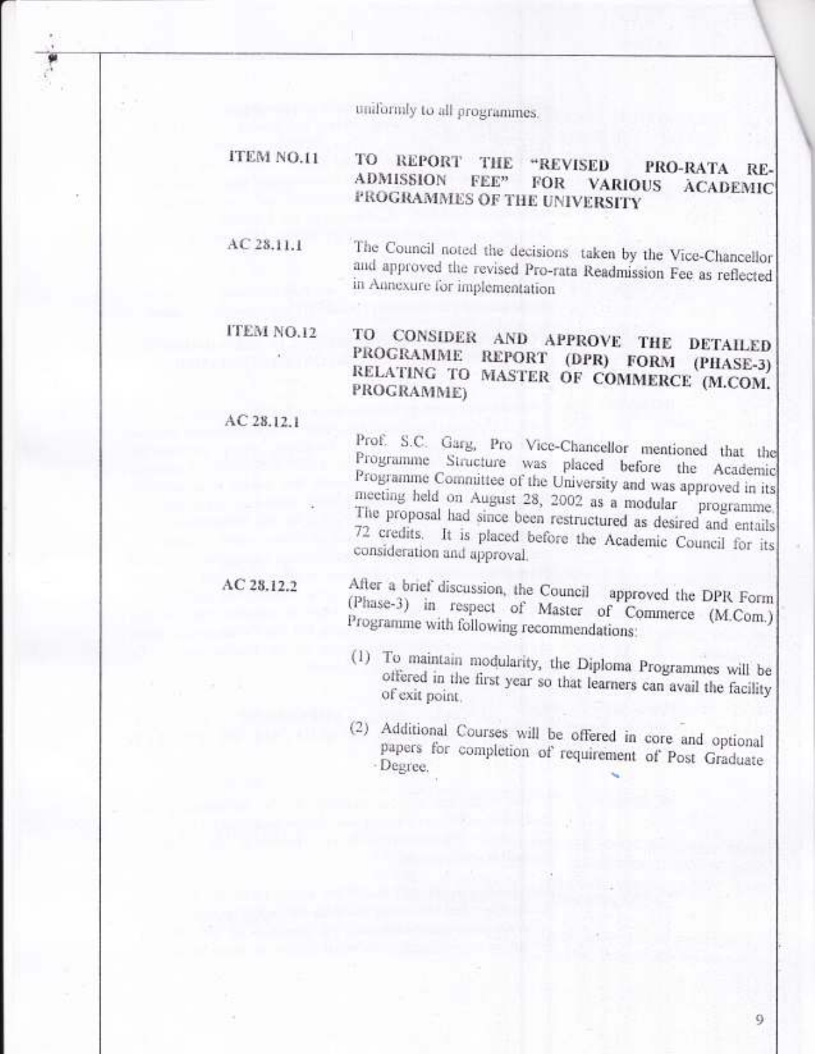uniformly to all programmes.

**ITEM NO.11** **TO REPORT THE "REVISED PRO-RATA RE-ADMISSION FEE" FOR VARIOUS ACADEMIC PROGRAMMES OF THE UNIVERSITY**

AC 28.11.1 The Council noted the decisions taken by the Vice-Chancellor and approved the revised Pro-rata Readmission Fee as reflected in Annexure for implementation

**ITEM NO.12** **TO CONSIDER AND APPROVE THE DETAILED PROGRAMME REPORT (DPR) FORM (PHASE-3) RELATING TO MASTER OF COMMERCE (M.COM. PROGRAMME)**

AC 28.12.1 Prof. S.C. Garg, Pro Vice-Chancellor mentioned that the Programme Structure was placed before the Academic Programme Committee of the University and was approved in its meeting held on August 28, 2002 as a modular programme. The proposal had since been restructured as desired and entails 72 credits. It is placed before the Academic Council for its consideration and approval.

AC 28.12.2 After a brief discussion, the Council approved the DPR Form (Phase-3) in respect of Master of Commerce (M.Com.) Programme with following recommendations:

(1) To maintain modularity, the Diploma Programmes will be offered in the first year so that learners can avail the facility of exit point.

(2) Additional Courses will be offered in core and optional papers for completion of requirement of Post Graduate Degree.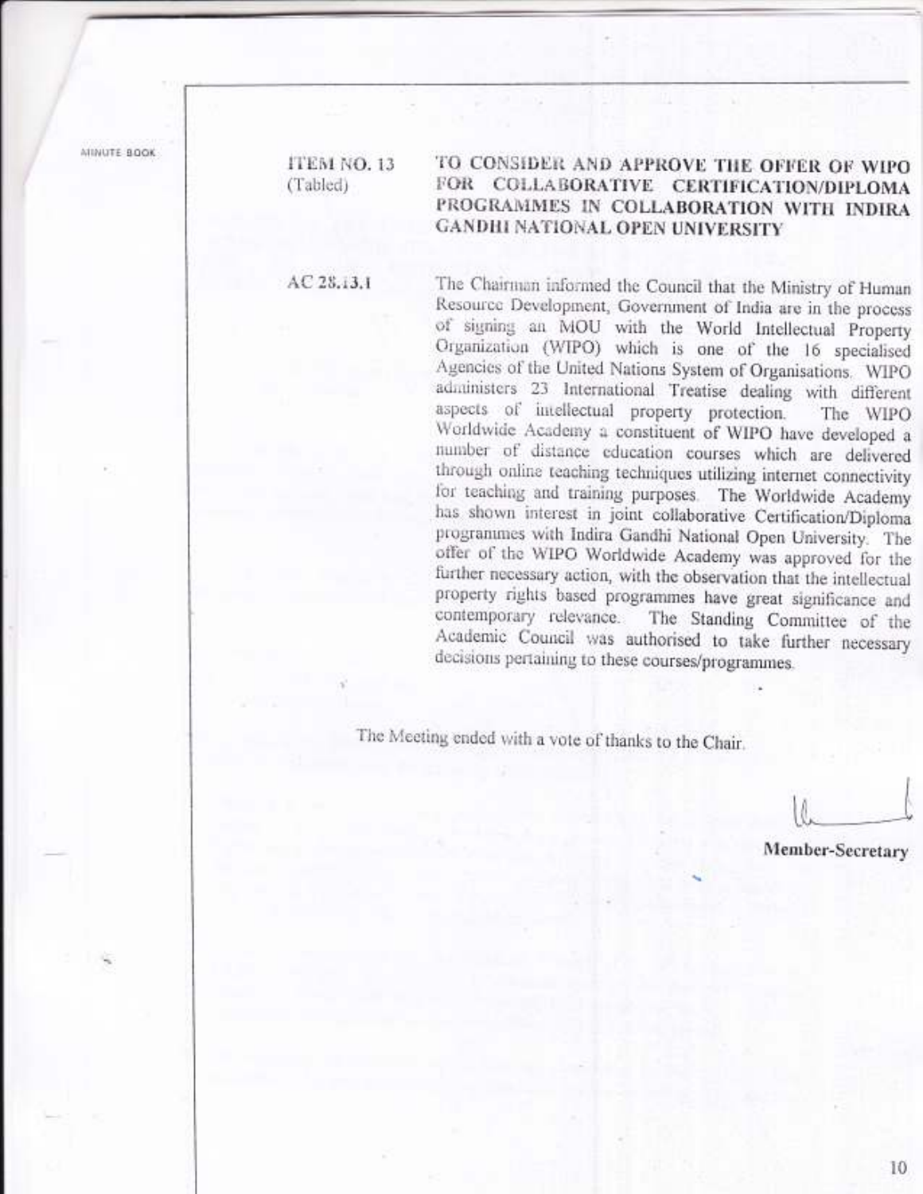MINUTE BOOK

**ITEM NO. 13**
(Tabled)

**TO CONSIDER AND APPROVE THE OFFER OF WIPO FOR COLLABORATIVE CERTIFICATION/DIPLOMA PROGRAMMES IN COLLABORATION WITH INDIRA GANDHI NATIONAL OPEN UNIVERSITY**

AC 28.13.1

The Chairman informed the Council that the Ministry of Human Resource Development, Government of India are in the process of signing an MOU with the World Intellectual Property Organization (WIPO) which is one of the 16 specialised Agencies of the United Nations System of Organisations. WIPO administers 23 International Treatise dealing with different aspects of intellectual property protection. The WIPO Worldwide Academy a constituent of WIPO have developed a number of distance education courses which are delivered through online teaching techniques utilizing internet connectivity for teaching and training purposes. The Worldwide Academy has shown interest in joint collaborative Certification/Diploma programmes with Indira Gandhi National Open University. The offer of the WIPO Worldwide Academy was approved for the further necessary action, with the observation that the intellectual property rights based programmes have great significance and contemporary relevance. The Standing Committee of the Academic Council was authorised to take further necessary decisions pertaining to these courses/programmes.

The Meeting ended with a vote of thanks to the Chair.

**Member-Secretary**